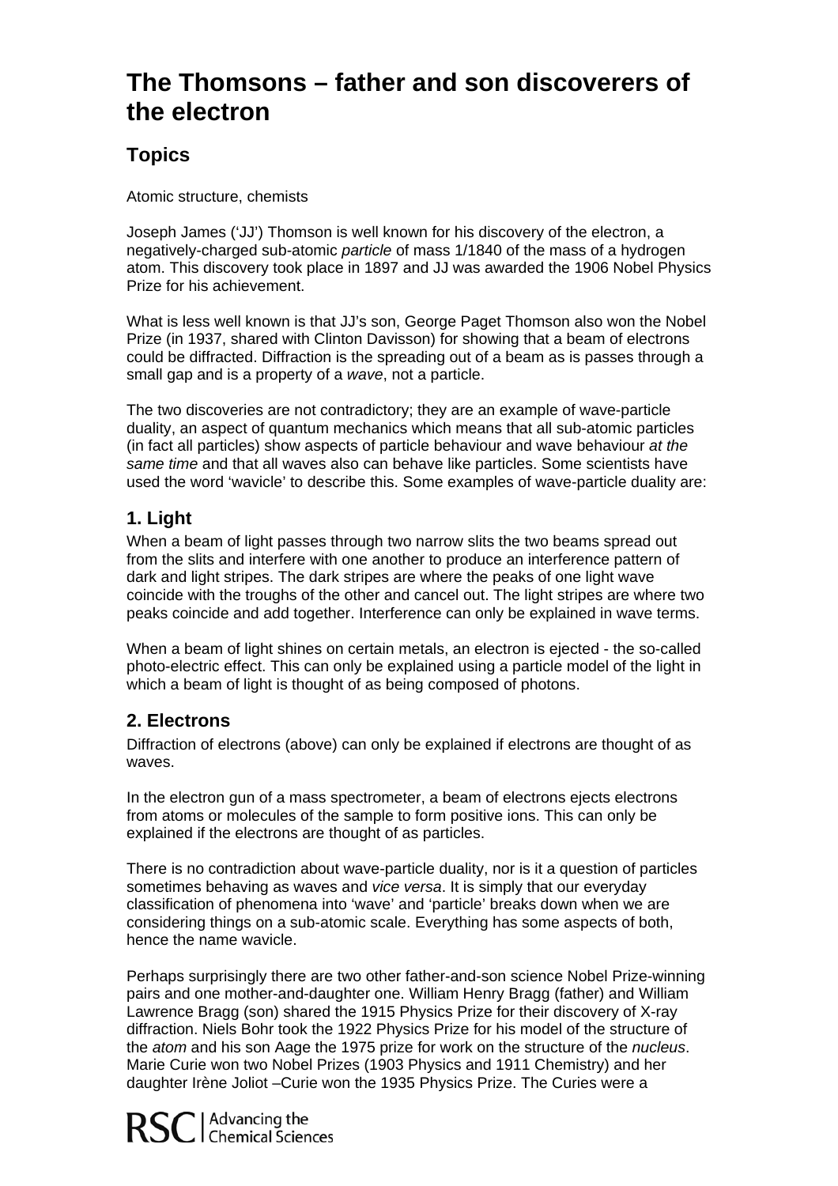# The Thomsons – father and son discoverers of the electron

## Topics

Atomic structure, chemists

Joseph James ('JJ') Thomson is well known for his discovery of the electron, a negatively-charged sub-atomic *particle* of mass 1/1840 of the mass of a hydrogen atom. This discovery took place in 1897 and JJ was awarded the 1906 Nobel Physics Prize for his achievement.

What is less well known is that JJ's son, George Paget Thomson also won the Nobel Prize (in 1937, shared with Clinton Davisson) for showing that a beam of electrons could be diffracted. Diffraction is the spreading out of a beam as is passes through a small gap and is a property of a *wave*, not a particle.

The two discoveries are not contradictory; they are an example of wave-particle duality, an aspect of quantum mechanics which means that all sub-atomic particles (in fact all particles) show aspects of particle behaviour and wave behaviour *at the same time* and that all waves also can behave like particles. Some scientists have used the word 'wavicle' to describe this. Some examples of wave-particle duality are:

### 1. Light

When a beam of light passes through two narrow slits the two beams spread out from the slits and interfere with one another to produce an interference pattern of dark and light stripes. The dark stripes are where the peaks of one light wave coincide with the troughs of the other and cancel out. The light stripes are where two peaks coincide and add together. Interference can only be explained in wave terms.

When a beam of light shines on certain metals, an electron is ejected - the so-called photo-electric effect. This can only be explained using a particle model of the light in which a beam of light is thought of as being composed of photons.

### 2. Electrons

Diffraction of electrons (above) can only be explained if electrons are thought of as waves.

In the electron gun of a mass spectrometer, a beam of electrons ejects electrons from atoms or molecules of the sample to form positive ions. This can only be explained if the electrons are thought of as particles.

There is no contradiction about wave-particle duality, nor is it a question of particles sometimes behaving as waves and *vice versa*. It is simply that our everyday classification of phenomena into 'wave' and 'particle' breaks down when we are considering things on a sub-atomic scale. Everything has some aspects of both, hence the name wavicle.

Perhaps surprisingly there are two other father-and-son science Nobel Prize-winning pairs and one mother-and-daughter one. William Henry Bragg (father) and William Lawrence Bragg (son) shared the 1915 Physics Prize for their discovery of X-ray diffraction. Niels Bohr took the 1922 Physics Prize for his model of the structure of the *atom* and his son Aage the 1975 prize for work on the structure of the *nucleus*. Marie Curie won two Nobel Prizes (1903 Physics and 1911 Chemistry) and her daughter Irène Joliot –Curie won the 1935 Physics Prize. The Curies were a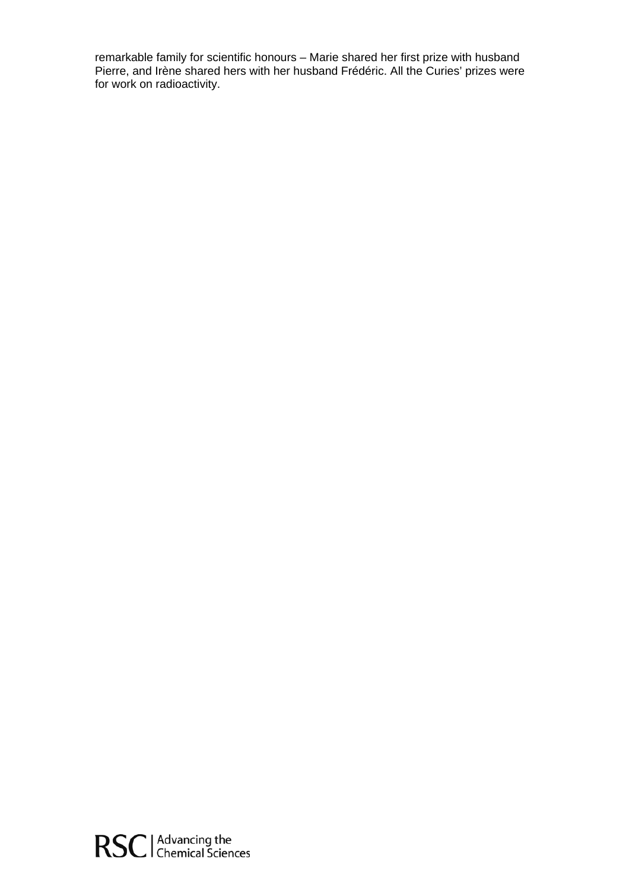remarkable family for scientific honours – Marie shared her first prize with husband Pierre, and Irène shared hers with her husband Frédéric. All the Curies' prizes were for work on radioactivity.